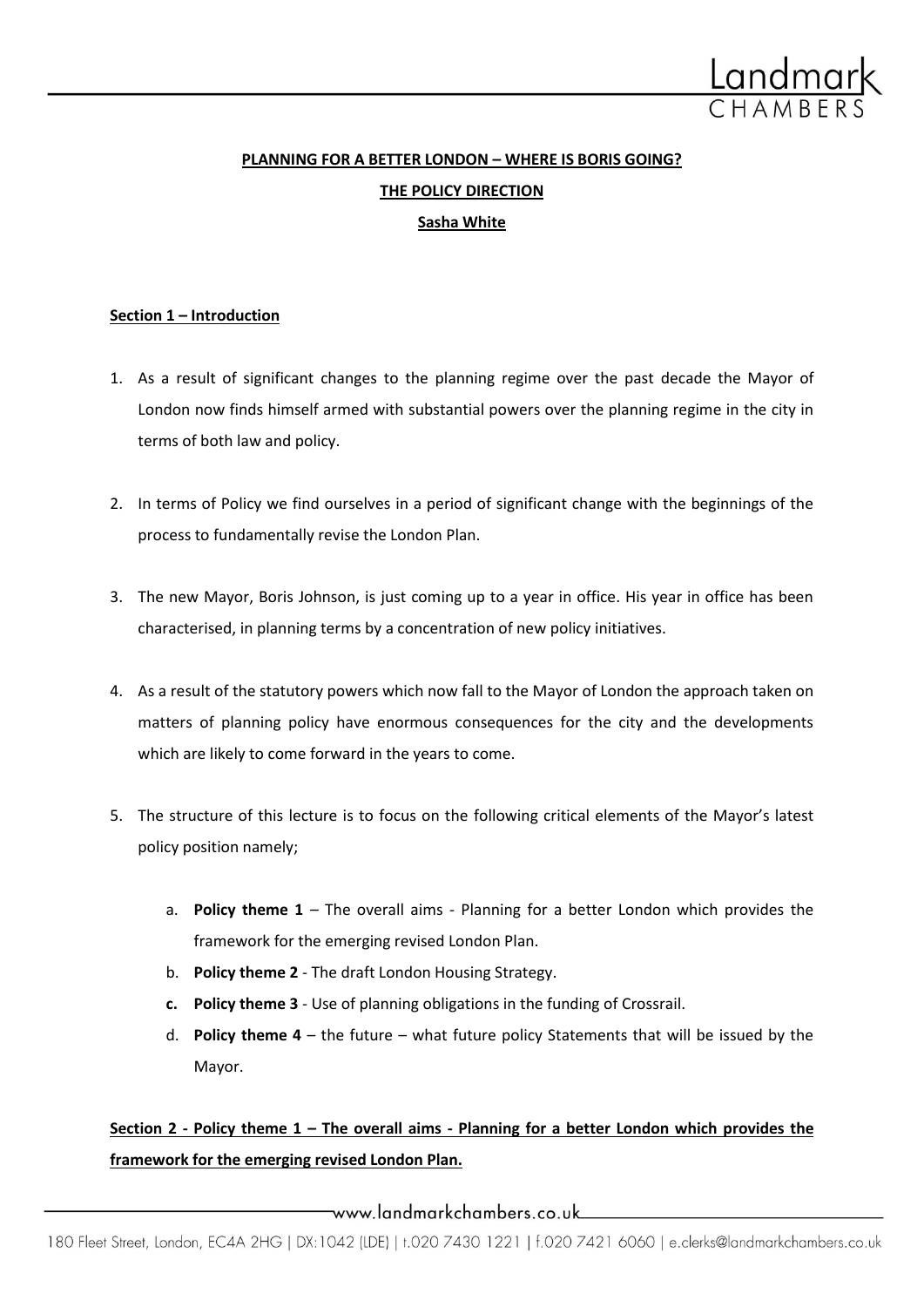**PLANNING FOR A BETTER LONDON – WHERE IS BORIS GOING?**

**THE POLICY DIRECTION**

**Sasha White**

**Section 1 – Introduction**

1. As a result of significant changes to the planning regime over the past decade the Mayor of London now finds himself armed with substantial powers over the planning regime in the city in terms of both law and policy.

2. In terms of Policy we find ourselves in a period of significant change with the beginnings of the process to fundamentally revise the London Plan.

3. The new Mayor, Boris Johnson, is just coming up to a year in office. His year in office has been characterised, in planning terms by a concentration of new policy initiatives.

4. As a result of the statutory powers which now fall to the Mayor of London the approach taken on matters of planning policy have enormous consequences for the city and the developments which are likely to come forward in the years to come.

5. The structure of this lecture is to focus on the following critical elements of the Mayor's latest policy position namely;

    a. **Policy theme 1** – The overall aims - Planning for a better London which provides the framework for the emerging revised London Plan.
    b. **Policy theme 2** - The draft London Housing Strategy.
    c. **Policy theme 3** - Use of planning obligations in the funding of Crossrail.
    d. **Policy theme 4** – the future – what future policy Statements that will be issued by the Mayor.

**Section 2 - Policy theme 1 – The overall aims - Planning for a better London which provides the framework for the emerging revised London Plan.**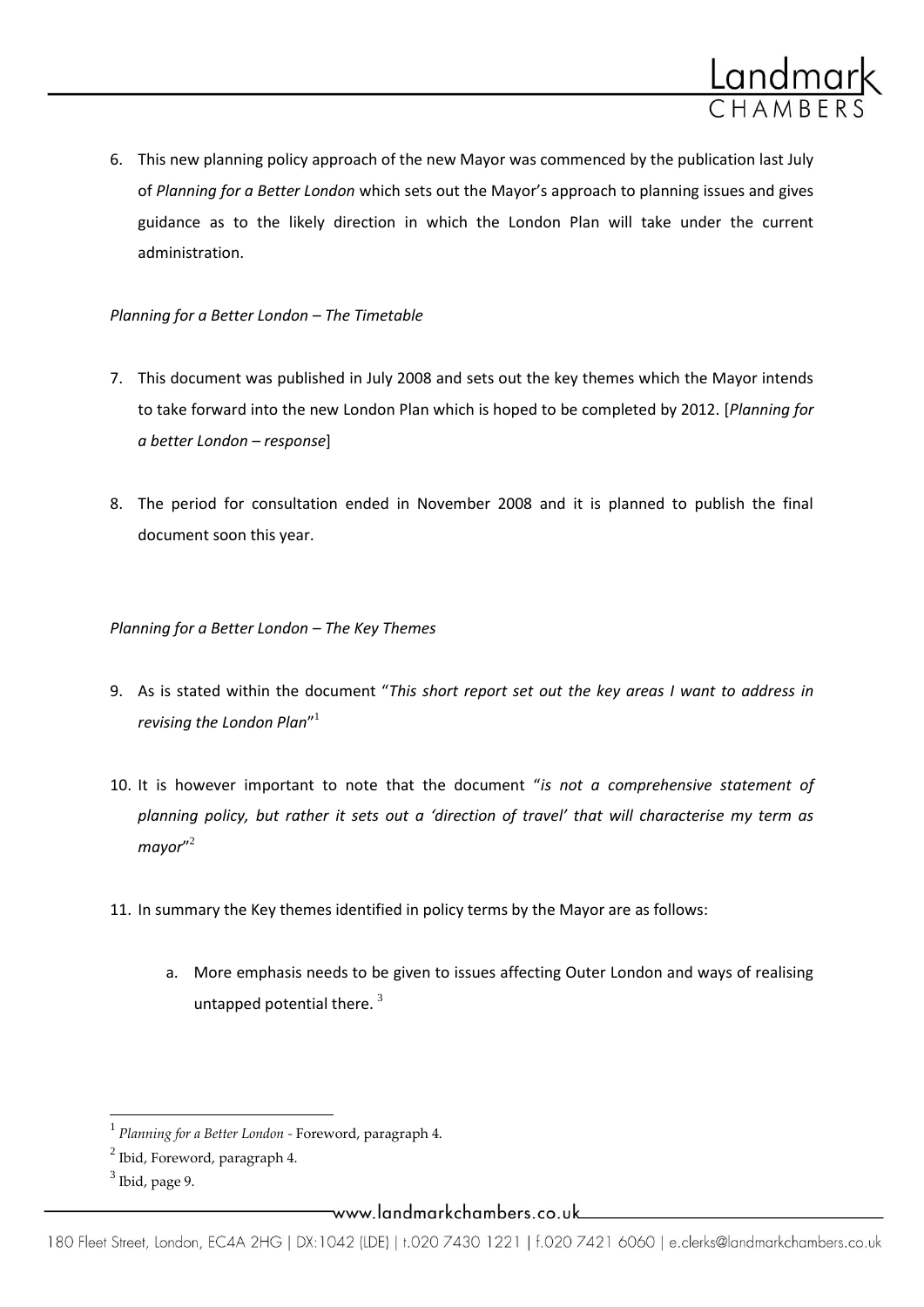6. This new planning policy approach of the new Mayor was commenced by the publication last July of *Planning for a Better London* which sets out the Mayor's approach to planning issues and gives guidance as to the likely direction in which the London Plan will take under the current administration.

*Planning for a Better London – The Timetable*

7. This document was published in July 2008 and sets out the key themes which the Mayor intends to take forward into the new London Plan which is hoped to be completed by 2012. [*Planning for a better London – response*]

8. The period for consultation ended in November 2008 and it is planned to publish the final document soon this year.

*Planning for a Better London – The Key Themes*

9. As is stated within the document "*This short report set out the key areas I want to address in revising the London Plan*"[1]

10. It is however important to note that the document "*is not a comprehensive statement of planning policy, but rather it sets out a 'direction of travel' that will characterise my term as mayor*"[2]

11. In summary the Key themes identified in policy terms by the Mayor are as follows:

    a. More emphasis needs to be given to issues affecting Outer London and ways of realising untapped potential there. [3]

---

[1] *Planning for a Better London* - Foreword, paragraph 4.

[2] Ibid, Foreword, paragraph 4.

[3] Ibid, page 9.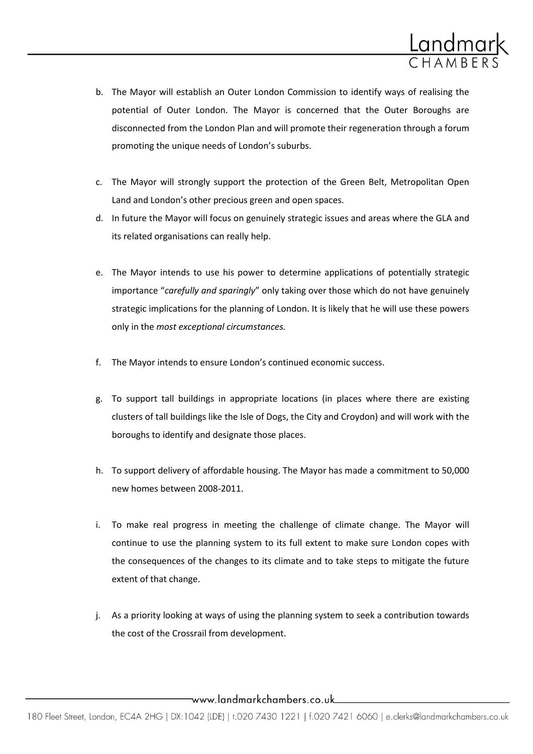b. The Mayor will establish an Outer London Commission to identify ways of realising the potential of Outer London. The Mayor is concerned that the Outer Boroughs are disconnected from the London Plan and will promote their regeneration through a forum promoting the unique needs of London's suburbs.

c. The Mayor will strongly support the protection of the Green Belt, Metropolitan Open Land and London's other precious green and open spaces.

d. In future the Mayor will focus on genuinely strategic issues and areas where the GLA and its related organisations can really help.

e. The Mayor intends to use his power to determine applications of potentially strategic importance "*carefully and sparingly*" only taking over those which do not have genuinely strategic implications for the planning of London. It is likely that he will use these powers only in the *most exceptional circumstances.*

f. The Mayor intends to ensure London's continued economic success.

g. To support tall buildings in appropriate locations (in places where there are existing clusters of tall buildings like the Isle of Dogs, the City and Croydon) and will work with the boroughs to identify and designate those places.

h. To support delivery of affordable housing. The Mayor has made a commitment to 50,000 new homes between 2008-2011.

i. To make real progress in meeting the challenge of climate change. The Mayor will continue to use the planning system to its full extent to make sure London copes with the consequences of the changes to its climate and to take steps to mitigate the future extent of that change.

j. As a priority looking at ways of using the planning system to seek a contribution towards the cost of the Crossrail from development.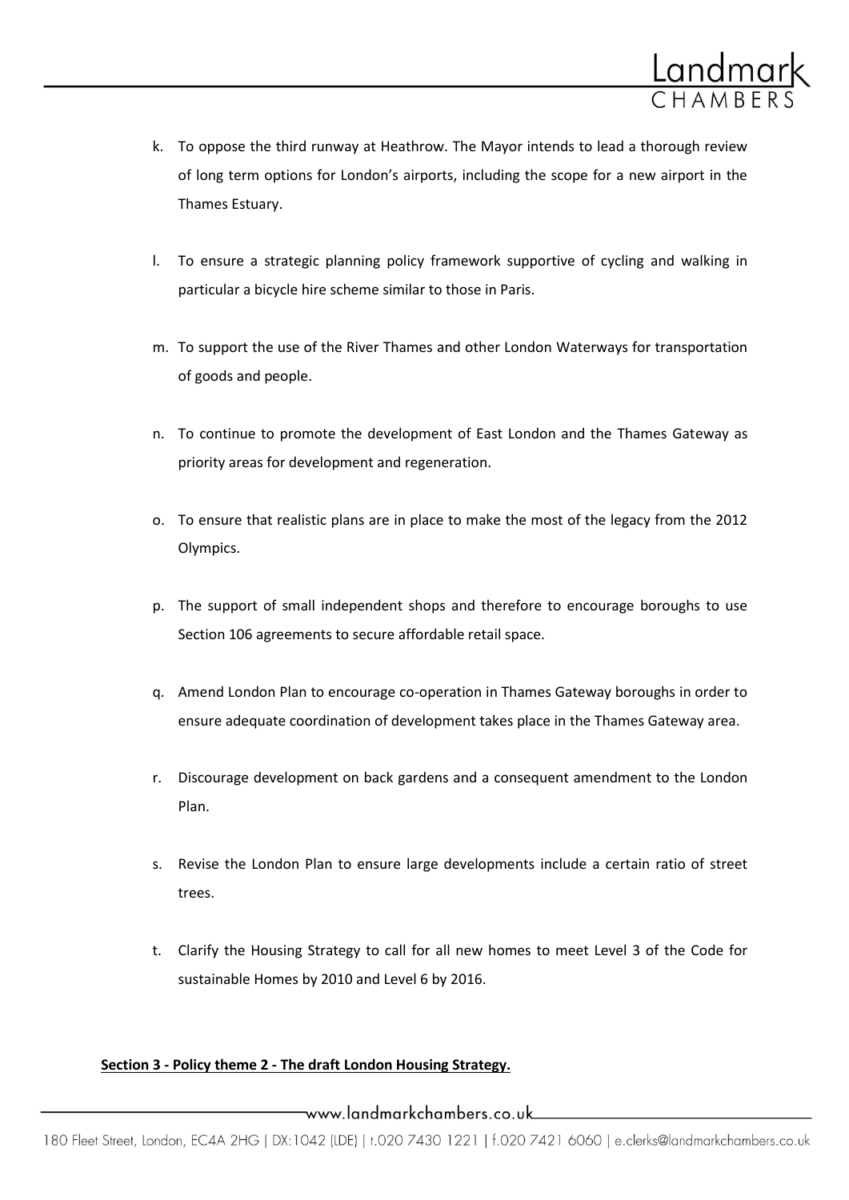k. To oppose the third runway at Heathrow. The Mayor intends to lead a thorough review of long term options for London's airports, including the scope for a new airport in the Thames Estuary.

l. To ensure a strategic planning policy framework supportive of cycling and walking in particular a bicycle hire scheme similar to those in Paris.

m. To support the use of the River Thames and other London Waterways for transportation of goods and people.

n. To continue to promote the development of East London and the Thames Gateway as priority areas for development and regeneration.

o. To ensure that realistic plans are in place to make the most of the legacy from the 2012 Olympics.

p. The support of small independent shops and therefore to encourage boroughs to use Section 106 agreements to secure affordable retail space.

q. Amend London Plan to encourage co-operation in Thames Gateway boroughs in order to ensure adequate coordination of development takes place in the Thames Gateway area.

r. Discourage development on back gardens and a consequent amendment to the London Plan.

s. Revise the London Plan to ensure large developments include a certain ratio of street trees.

t. Clarify the Housing Strategy to call for all new homes to meet Level 3 of the Code for sustainable Homes by 2010 and Level 6 by 2016.

**Section 3 - Policy theme 2 - The draft London Housing Strategy.**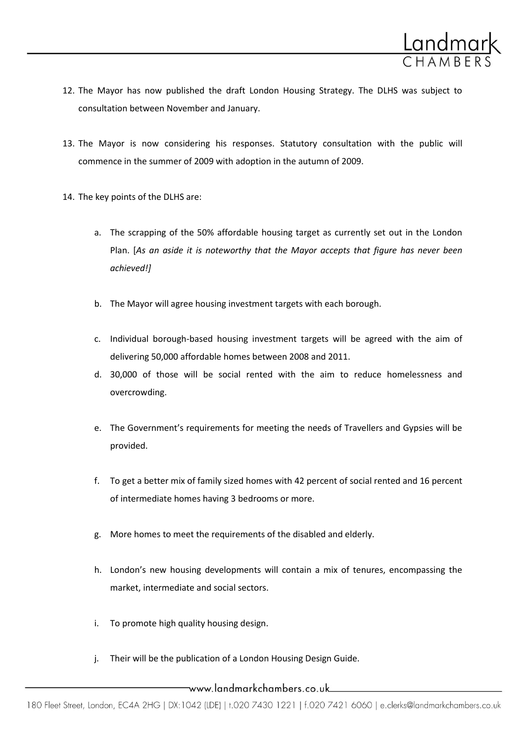12. The Mayor has now published the draft London Housing Strategy. The DLHS was subject to consultation between November and January.

13. The Mayor is now considering his responses. Statutory consultation with the public will commence in the summer of 2009 with adoption in the autumn of 2009.

14. The key points of the DLHS are:

    a. The scrapping of the 50% affordable housing target as currently set out in the London Plan. [*As an aside it is noteworthy that the Mayor accepts that figure has never been achieved!]*

    b. The Mayor will agree housing investment targets with each borough.

    c. Individual borough-based housing investment targets will be agreed with the aim of delivering 50,000 affordable homes between 2008 and 2011.

    d. 30,000 of those will be social rented with the aim to reduce homelessness and overcrowding.

    e. The Government's requirements for meeting the needs of Travellers and Gypsies will be provided.

    f. To get a better mix of family sized homes with 42 percent of social rented and 16 percent of intermediate homes having 3 bedrooms or more.

    g. More homes to meet the requirements of the disabled and elderly.

    h. London's new housing developments will contain a mix of tenures, encompassing the market, intermediate and social sectors.

    i. To promote high quality housing design.

    j. Their will be the publication of a London Housing Design Guide.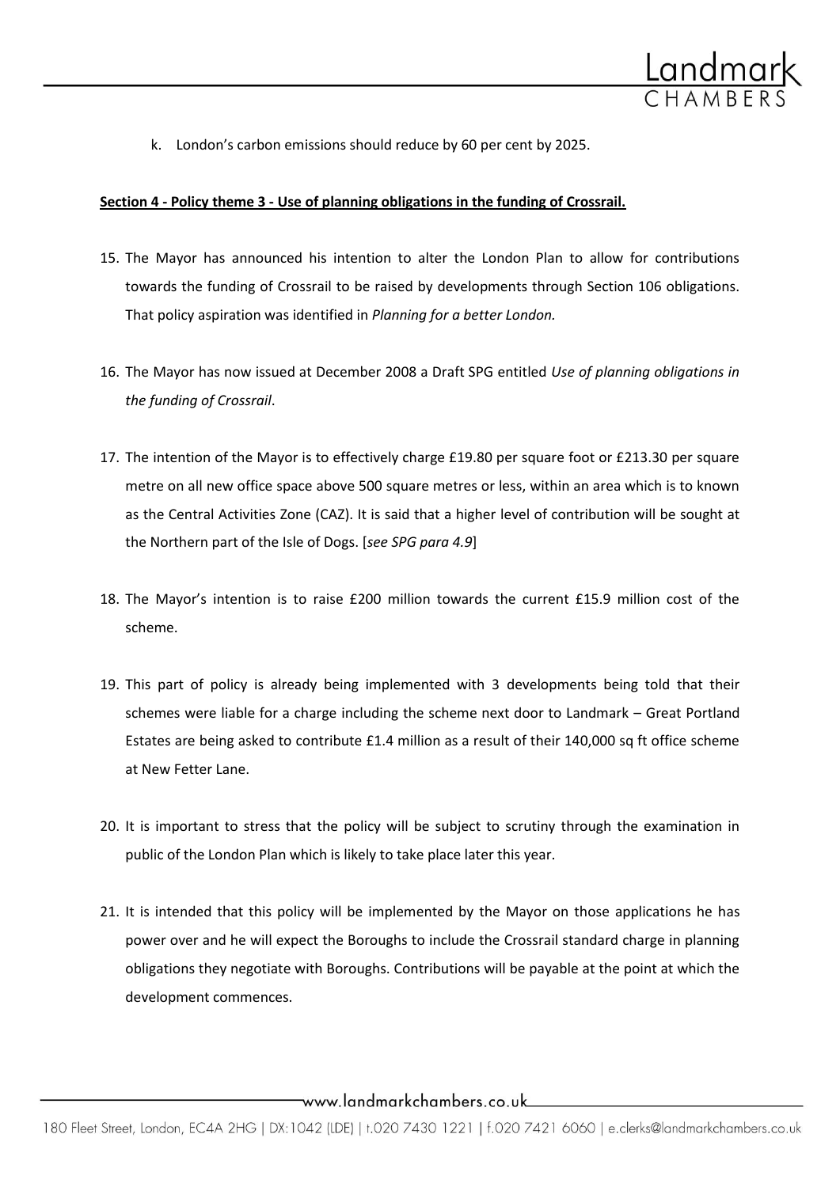k. London's carbon emissions should reduce by 60 per cent by 2025.

**Section 4 - Policy theme 3 - Use of planning obligations in the funding of Crossrail.**

15. The Mayor has announced his intention to alter the London Plan to allow for contributions towards the funding of Crossrail to be raised by developments through Section 106 obligations. That policy aspiration was identified in *Planning for a better London.*

16. The Mayor has now issued at December 2008 a Draft SPG entitled *Use of planning obligations in the funding of Crossrail*.

17. The intention of the Mayor is to effectively charge £19.80 per square foot or £213.30 per square metre on all new office space above 500 square metres or less, within an area which is to known as the Central Activities Zone (CAZ). It is said that a higher level of contribution will be sought at the Northern part of the Isle of Dogs. [*see SPG para 4.9*]

18. The Mayor's intention is to raise £200 million towards the current £15.9 million cost of the scheme.

19. This part of policy is already being implemented with 3 developments being told that their schemes were liable for a charge including the scheme next door to Landmark – Great Portland Estates are being asked to contribute £1.4 million as a result of their 140,000 sq ft office scheme at New Fetter Lane.

20. It is important to stress that the policy will be subject to scrutiny through the examination in public of the London Plan which is likely to take place later this year.

21. It is intended that this policy will be implemented by the Mayor on those applications he has power over and he will expect the Boroughs to include the Crossrail standard charge in planning obligations they negotiate with Boroughs. Contributions will be payable at the point at which the development commences.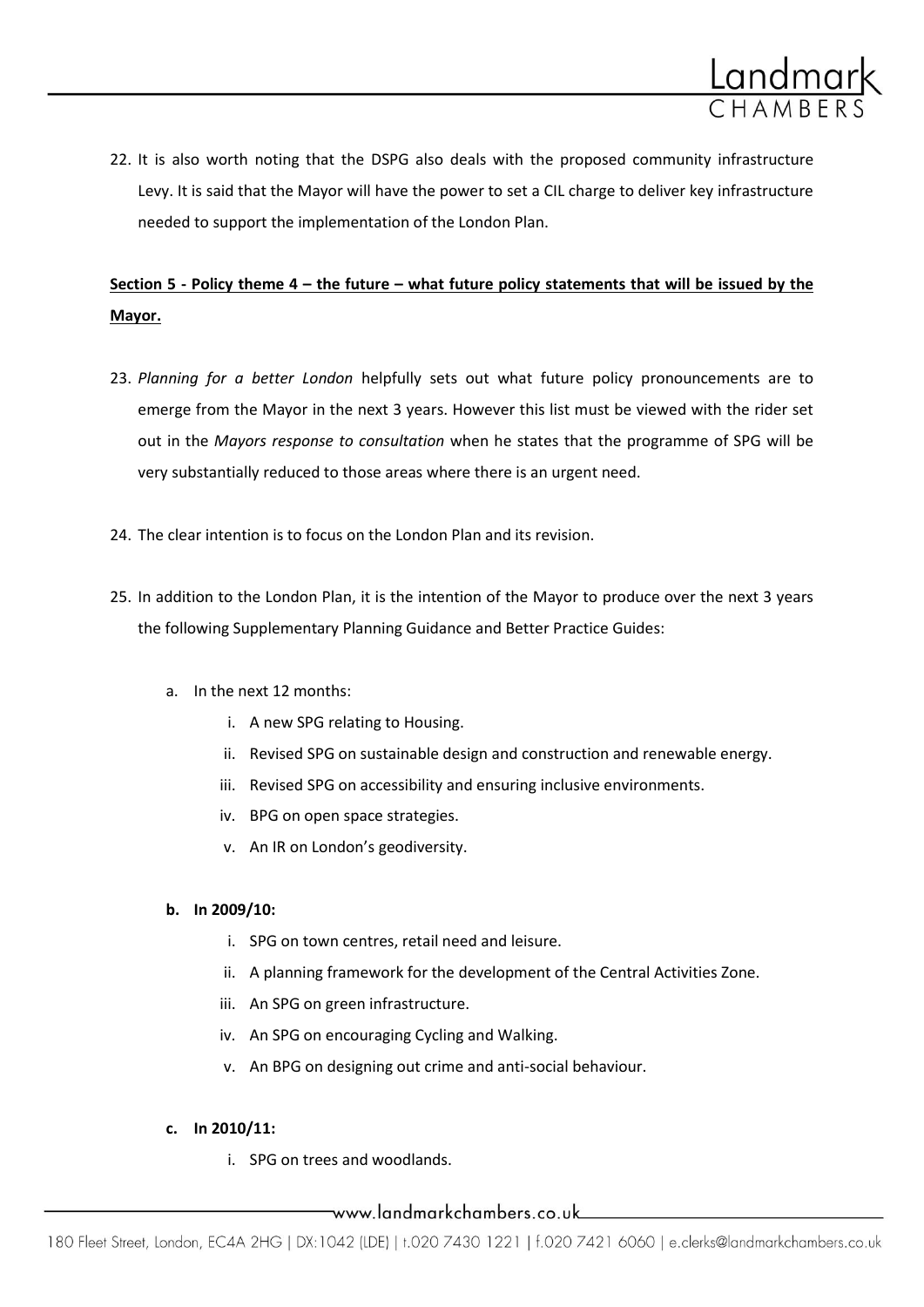22. It is also worth noting that the DSPG also deals with the proposed community infrastructure Levy. It is said that the Mayor will have the power to set a CIL charge to deliver key infrastructure needed to support the implementation of the London Plan.

**<u>Section 5 - Policy theme 4 – the future – what future policy statements that will be issued by the Mayor.</u>**

23. *Planning for a better London* helpfully sets out what future policy pronouncements are to emerge from the Mayor in the next 3 years. However this list must be viewed with the rider set out in the *Mayors response to consultation* when he states that the programme of SPG will be very substantially reduced to those areas where there is an urgent need.

24. The clear intention is to focus on the London Plan and its revision.

25. In addition to the London Plan, it is the intention of the Mayor to produce over the next 3 years the following Supplementary Planning Guidance and Better Practice Guides:

    a. In the next 12 months:
        i. A new SPG relating to Housing.
        ii. Revised SPG on sustainable design and construction and renewable energy.
        iii. Revised SPG on accessibility and ensuring inclusive environments.
        iv. BPG on open space strategies.
        v. An IR on London's geodiversity.

    **b. In 2009/10:**
        i. SPG on town centres, retail need and leisure.
        ii. A planning framework for the development of the Central Activities Zone.
        iii. An SPG on green infrastructure.
        iv. An SPG on encouraging Cycling and Walking.
        v. An BPG on designing out crime and anti-social behaviour.

    **c. In 2010/11:**
        i. SPG on trees and woodlands.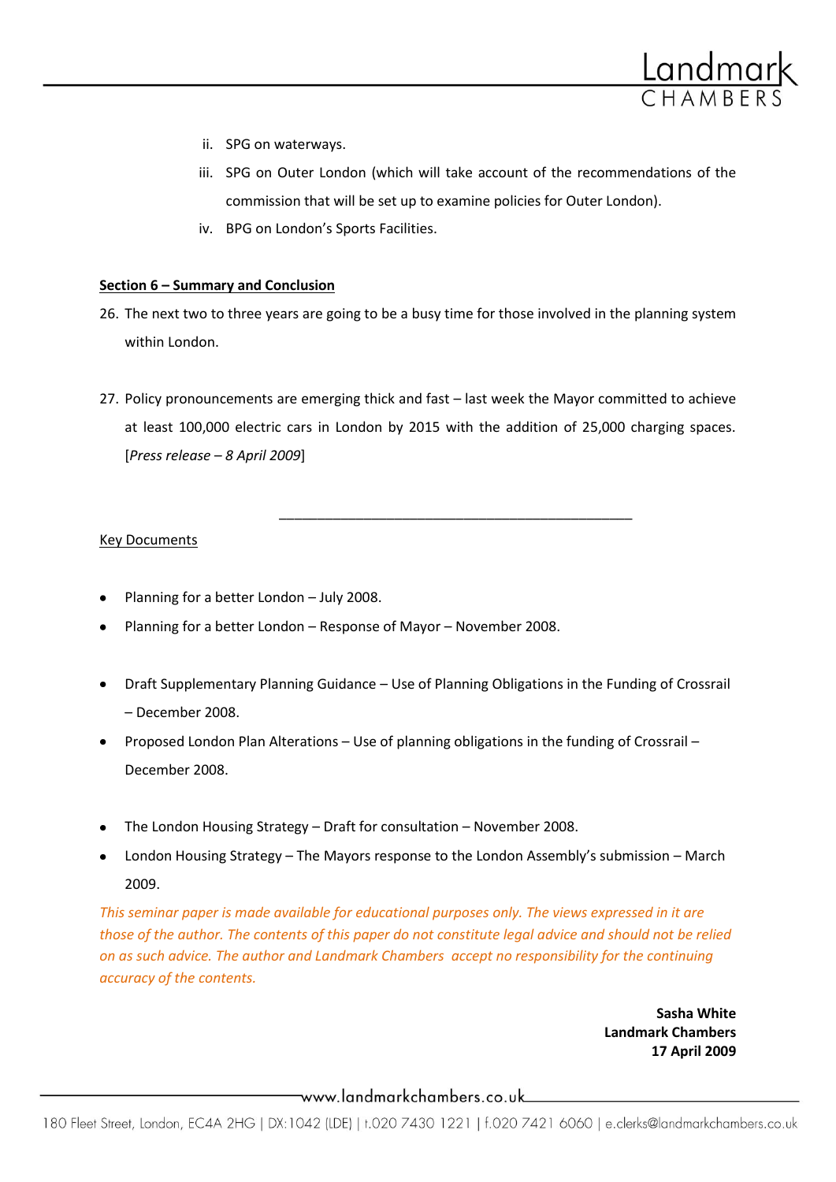ii. SPG on waterways.

iii. SPG on Outer London (which will take account of the recommendations of the commission that will be set up to examine policies for Outer London).

iv. BPG on London's Sports Facilities.

**Section 6 – Summary and Conclusion**

26. The next two to three years are going to be a busy time for those involved in the planning system within London.

27. Policy pronouncements are emerging thick and fast – last week the Mayor committed to achieve at least 100,000 electric cars in London by 2015 with the addition of 25,000 charging spaces. [*Press release – 8 April 2009*]

---

Key Documents

- Planning for a better London – July 2008.
- Planning for a better London – Response of Mayor – November 2008.

- Draft Supplementary Planning Guidance – Use of Planning Obligations in the Funding of Crossrail – December 2008.
- Proposed London Plan Alterations – Use of planning obligations in the funding of Crossrail – December 2008.

- The London Housing Strategy – Draft for consultation – November 2008.
- London Housing Strategy – The Mayors response to the London Assembly's submission – March 2009.

*This seminar paper is made available for educational purposes only. The views expressed in it are those of the author. The contents of this paper do not constitute legal advice and should not be relied on as such advice. The author and Landmark Chambers accept no responsibility for the continuing accuracy of the contents.*

**Sasha White**
**Landmark Chambers**
**17 April 2009**